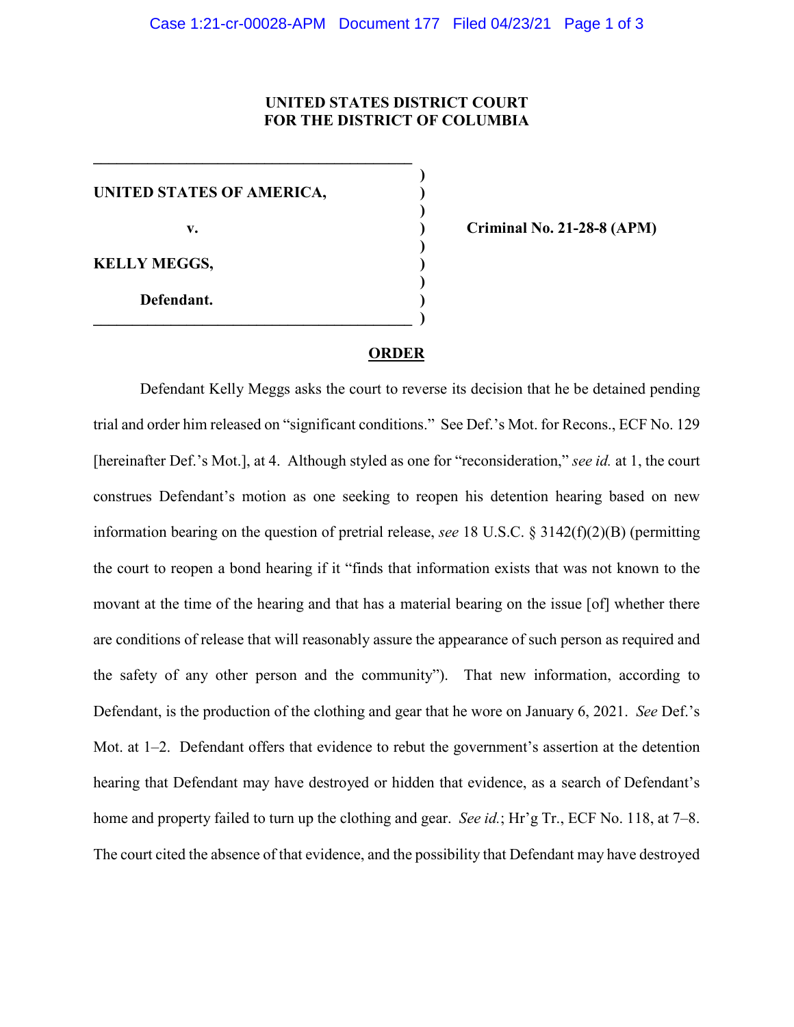**UNITED STATES DISTRICT COURT**
**FOR THE DISTRICT OF COLUMBIA**

| | | |
|---|---|---|
| **UNITED STATES OF AMERICA,** | ) | |
| **v.** | ) | **Criminal No. 21-28-8 (APM)** |
| **KELLY MEGGS,** | ) | |
| **Defendant.** | ) | |

## ORDER

Defendant Kelly Meggs asks the court to reverse its decision that he be detained pending trial and order him released on "significant conditions." See Def.'s Mot. for Recons., ECF No. 129 [hereinafter Def.'s Mot.], at 4. Although styled as one for "reconsideration," *see id.* at 1, the court construes Defendant's motion as one seeking to reopen his detention hearing based on new information bearing on the question of pretrial release, *see* 18 U.S.C. § 3142(f)(2)(B) (permitting the court to reopen a bond hearing if it "finds that information exists that was not known to the movant at the time of the hearing and that has a material bearing on the issue [of] whether there are conditions of release that will reasonably assure the appearance of such person as required and the safety of any other person and the community"). That new information, according to Defendant, is the production of the clothing and gear that he wore on January 6, 2021. *See* Def.'s Mot. at 1–2. Defendant offers that evidence to rebut the government's assertion at the detention hearing that Defendant may have destroyed or hidden that evidence, as a search of Defendant's home and property failed to turn up the clothing and gear. *See id.*; Hr'g Tr., ECF No. 118, at 7–8. The court cited the absence of that evidence, and the possibility that Defendant may have destroyed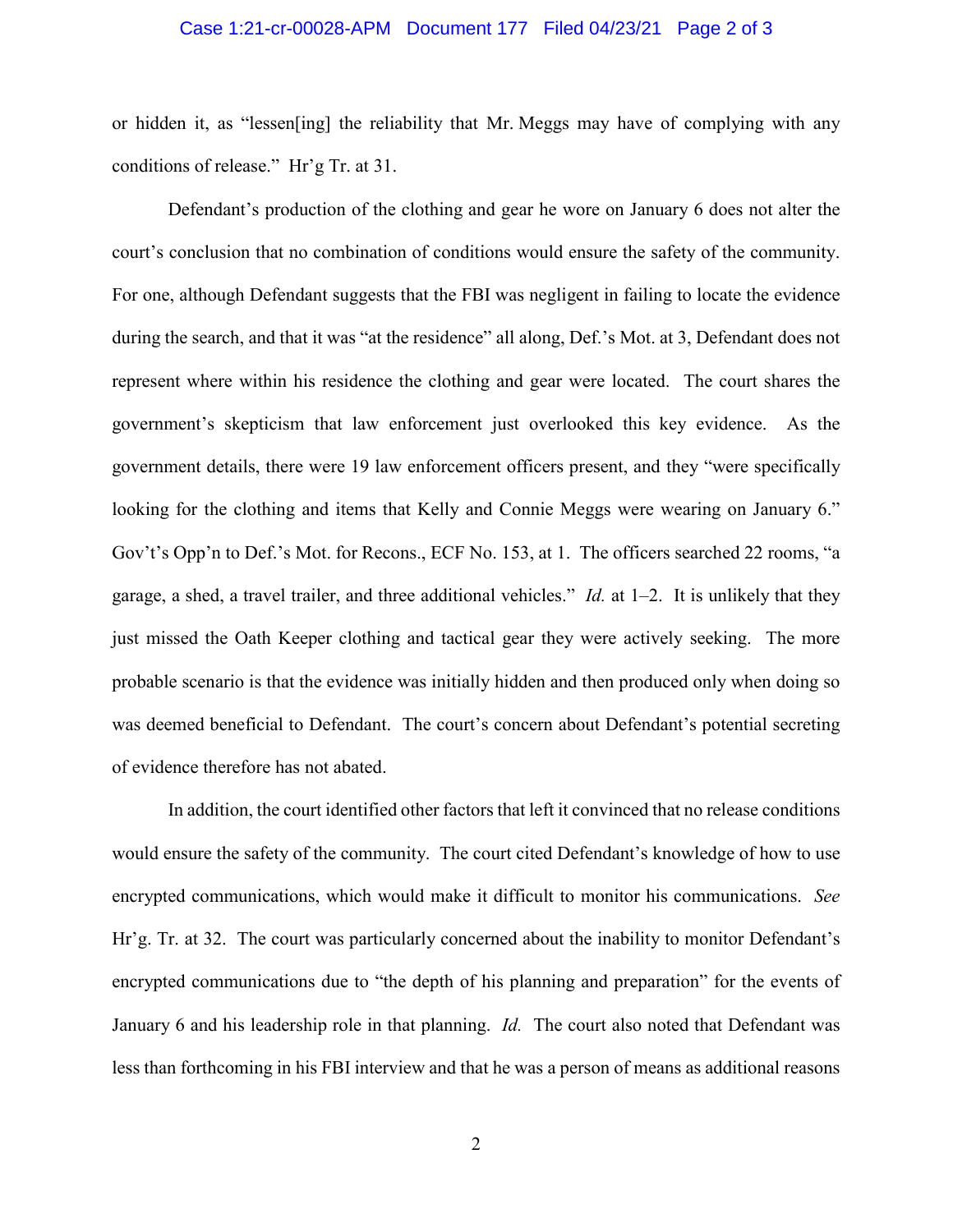or hidden it, as "lessen[ing] the reliability that Mr. Meggs may have of complying with any conditions of release." Hr'g Tr. at 31.

Defendant's production of the clothing and gear he wore on January 6 does not alter the court's conclusion that no combination of conditions would ensure the safety of the community. For one, although Defendant suggests that the FBI was negligent in failing to locate the evidence during the search, and that it was "at the residence" all along, Def.'s Mot. at 3, Defendant does not represent where within his residence the clothing and gear were located. The court shares the government's skepticism that law enforcement just overlooked this key evidence. As the government details, there were 19 law enforcement officers present, and they "were specifically looking for the clothing and items that Kelly and Connie Meggs were wearing on January 6." Gov't's Opp'n to Def.'s Mot. for Recons., ECF No. 153, at 1. The officers searched 22 rooms, "a garage, a shed, a travel trailer, and three additional vehicles." *Id.* at 1–2. It is unlikely that they just missed the Oath Keeper clothing and tactical gear they were actively seeking. The more probable scenario is that the evidence was initially hidden and then produced only when doing so was deemed beneficial to Defendant. The court's concern about Defendant's potential secreting of evidence therefore has not abated.

In addition, the court identified other factors that left it convinced that no release conditions would ensure the safety of the community. The court cited Defendant's knowledge of how to use encrypted communications, which would make it difficult to monitor his communications. *See* Hr'g. Tr. at 32. The court was particularly concerned about the inability to monitor Defendant's encrypted communications due to "the depth of his planning and preparation" for the events of January 6 and his leadership role in that planning. *Id.* The court also noted that Defendant was less than forthcoming in his FBI interview and that he was a person of means as additional reasons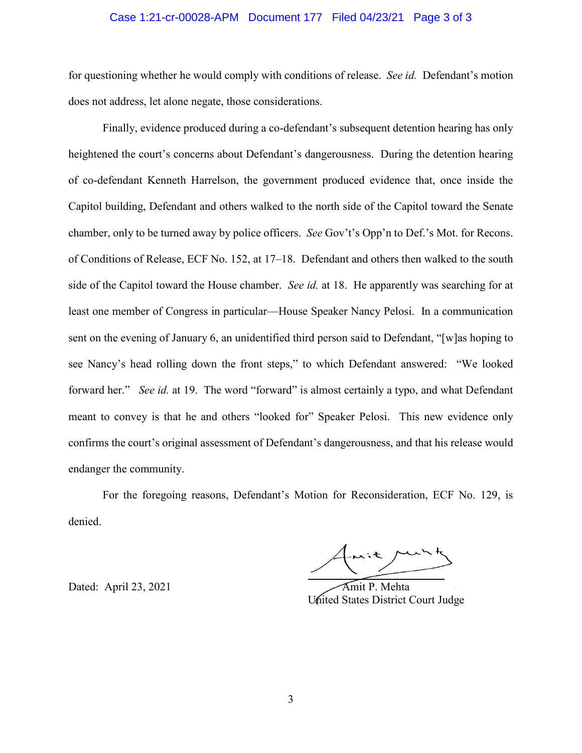for questioning whether he would comply with conditions of release. *See id.* Defendant's motion does not address, let alone negate, those considerations.

Finally, evidence produced during a co-defendant's subsequent detention hearing has only heightened the court's concerns about Defendant's dangerousness. During the detention hearing of co-defendant Kenneth Harrelson, the government produced evidence that, once inside the Capitol building, Defendant and others walked to the north side of the Capitol toward the Senate chamber, only to be turned away by police officers. *See* Gov't's Opp'n to Def.'s Mot. for Recons. of Conditions of Release, ECF No. 152, at 17–18. Defendant and others then walked to the south side of the Capitol toward the House chamber. *See id.* at 18. He apparently was searching for at least one member of Congress in particular—House Speaker Nancy Pelosi. In a communication sent on the evening of January 6, an unidentified third person said to Defendant, "[w]as hoping to see Nancy's head rolling down the front steps," to which Defendant answered: "We looked forward her." *See id.* at 19. The word "forward" is almost certainly a typo, and what Defendant meant to convey is that he and others "looked for" Speaker Pelosi. This new evidence only confirms the court's original assessment of Defendant's dangerousness, and that his release would endanger the community.

For the foregoing reasons, Defendant's Motion for Reconsideration, ECF No. 129, is denied.

Dated: April 23, 2021

Amit P. Mehta
United States District Court Judge